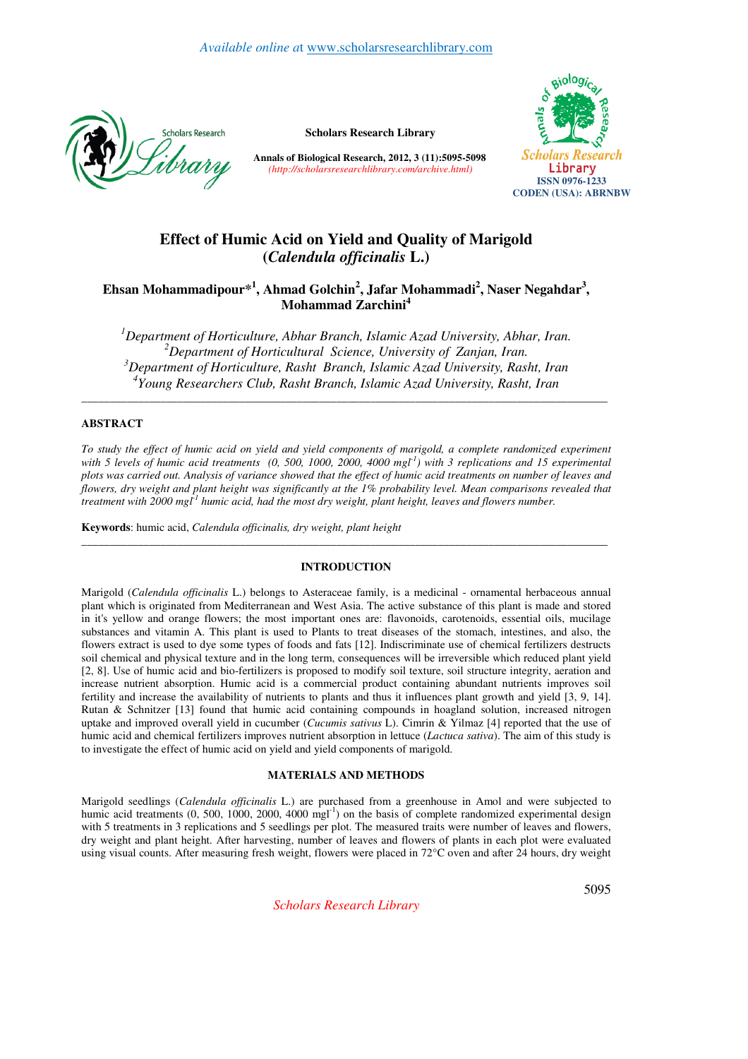# Effect of Humic Acid on Yield and Quality of Marigold (*Calendula officinalis* L.)

**Ehsan Mohammadipour*[1], Ahmad Golchin[2], Jafar Mohammadi[2], Naser Negahdar[3], Mohammad Zarchini[4]**

[1]*Department of Horticulture, Abhar Branch, Islamic Azad University, Abhar, Iran.*
[2]*Department of Horticultural Science, University of Zanjan, Iran.*
[3]*Department of Horticulture, Rasht Branch, Islamic Azad University, Rasht, Iran*
[4]*Young Researchers Club, Rasht Branch, Islamic Azad University, Rasht, Iran*

---

## ABSTRACT

*To study the effect of humic acid on yield and yield components of marigold, a complete randomized experiment with 5 levels of humic acid treatments (0, 500, 1000, 2000, 4000 mgl$^{-1}$) with 3 replications and 15 experimental plots was carried out. Analysis of variance showed that the effect of humic acid treatments on number of leaves and flowers, dry weight and plant height was significantly at the 1% probability level. Mean comparisons revealed that treatment with 2000 mgl$^{-1}$ humic acid, had the most dry weight, plant height, leaves and flowers number.*

**Keywords**: humic acid, *Calendula officinalis, dry weight, plant height*

---

## INTRODUCTION

Marigold (*Calendula officinalis* L.) belongs to Asteraceae family, is a medicinal - ornamental herbaceous annual plant which is originated from Mediterranean and West Asia. The active substance of this plant is made and stored in it's yellow and orange flowers; the most important ones are: flavonoids, carotenoids, essential oils, mucilage substances and vitamin A. This plant is used to Plants to treat diseases of the stomach, intestines, and also, the flowers extract is used to dye some types of foods and fats [12]. Indiscriminate use of chemical fertilizers destructs soil chemical and physical texture and in the long term, consequences will be irreversible which reduced plant yield [2, 8]. Use of humic acid and bio-fertilizers is proposed to modify soil texture, soil structure integrity, aeration and increase nutrient absorption. Humic acid is a commercial product containing abundant nutrients improves soil fertility and increase the availability of nutrients to plants and thus it influences plant growth and yield [3, 9, 14]. Rutan & Schnitzer [13] found that humic acid containing compounds in hoagland solution, increased nitrogen uptake and improved overall yield in cucumber (*Cucumis sativus* L). Cimrin & Yilmaz [4] reported that the use of humic acid and chemical fertilizers improves nutrient absorption in lettuce (*Lactuca sativa*). The aim of this study is to investigate the effect of humic acid on yield and yield components of marigold.

## MATERIALS AND METHODS

Marigold seedlings (*Calendula officinalis* L.) are purchased from a greenhouse in Amol and were subjected to humic acid treatments (0, 500, 1000, 2000, 4000 mgl$^{-1}$) on the basis of complete randomized experimental design with 5 treatments in 3 replications and 5 seedlings per plot. The measured traits were number of leaves and flowers, dry weight and plant height. After harvesting, number of leaves and flowers of plants in each plot were evaluated using visual counts. After measuring fresh weight, flowers were placed in 72°C oven and after 24 hours, dry weight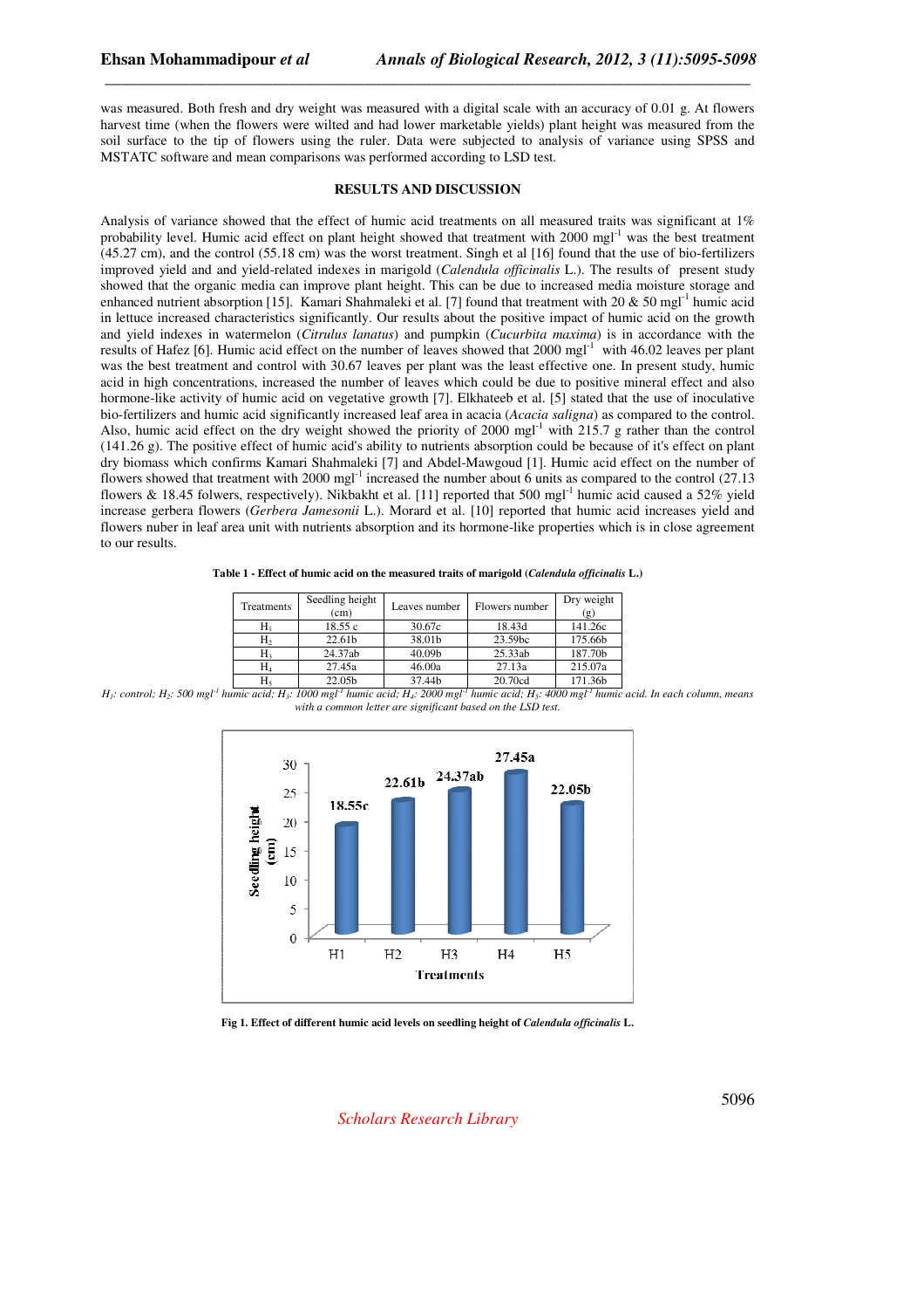was measured. Both fresh and dry weight was measured with a digital scale with an accuracy of 0.01 g. At flowers harvest time (when the flowers were wilted and had lower marketable yields) plant height was measured from the soil surface to the tip of flowers using the ruler. Data were subjected to analysis of variance using SPSS and MSTATC software and mean comparisons was performed according to LSD test.

## RESULTS AND DISCUSSION

Analysis of variance showed that the effect of humic acid treatments on all measured traits was significant at 1% probability level. Humic acid effect on plant height showed that treatment with 2000 $mgl^{-1}$ was the best treatment (45.27 cm), and the control (55.18 cm) was the worst treatment. Singh et al [16] found that the use of bio-fertilizers improved yield and and yield-related indexes in marigold (*Calendula officinalis* L.). The results of present study showed that the organic media can improve plant height. This can be due to increased media moisture storage and enhanced nutrient absorption [15]. Kamari Shahmaleki et al. [7] found that treatment with 20 & 50 $mgl^{-1}$ humic acid in lettuce increased characteristics significantly. Our results about the positive impact of humic acid on the growth and yield indexes in watermelon (*Citrulus lanatus*) and pumpkin (*Cucurbita maxima*) is in accordance with the results of Hafez [6]. Humic acid effect on the number of leaves showed that 2000 $mgl^{-1}$ with 46.02 leaves per plant was the best treatment and control with 30.67 leaves per plant was the least effective one. In present study, humic acid in high concentrations, increased the number of leaves which could be due to positive mineral effect and also hormone-like activity of humic acid on vegetative growth [7]. Elkhateeb et al. [5] stated that the use of inoculative bio-fertilizers and humic acid significantly increased leaf area in acacia (*Acacia saligna*) as compared to the control. Also, humic acid effect on the dry weight showed the priority of 2000 $mgl^{-1}$ with 215.7 g rather than the control (141.26 g). The positive effect of humic acid's ability to nutrients absorption could be because of it's effect on plant dry biomass which confirms Kamari Shahmaleki [7] and Abdel-Mawgoud [1]. Humic acid effect on the number of flowers showed that treatment with 2000 $mgl^{-1}$ increased the number about 6 units as compared to the control (27.13 flowers & 18.45 folwers, respectively). Nikbakht et al. [11] reported that 500 $mgl^{-1}$ humic acid caused a 52% yield increase gerbera flowers (*Gerbera Jamesonii* L.). Morard et al. [10] reported that humic acid increases yield and flowers nuber in leaf area unit with nutrients absorption and its hormone-like properties which is in close agreement to our results.

**Table 1 - Effect of humic acid on the measured traits of marigold (*Calendula officinalis* L.)**

| Treatments | Seedling height (cm) | Leaves number | Flowers number | Dry weight (g) |
|---|---|---|---|---|
| $H_1$ | 18.55 c | 30.67c | 18.43d | 141.26c |
| $H_2$ | 22.61b | 38.01b | 23.59bc | 175.66b |
| $H_3$ | 24.37ab | 40.09b | 25.33ab | 187.70b |
| $H_4$ | 27.45a | 46.00a | 27.13a | 215.07a |
| $H_5$ | 22.05b | 37.44b | 20.70cd | 171.36b |

*$H_1$: control; $H_2$: 500 $mgl^{-1}$ humic acid; $H_3$: 1000 $mgl^{-1}$ humic acid; $H_4$: 2000 $mgl^{-1}$ humic acid; $H_5$: 4000 $mgl^{-1}$ humic acid. In each column, means with a common letter are significant based on the LSD test.*

**Fig 1. Effect of different humic acid levels on seedling height of *Calendula officinalis* L.**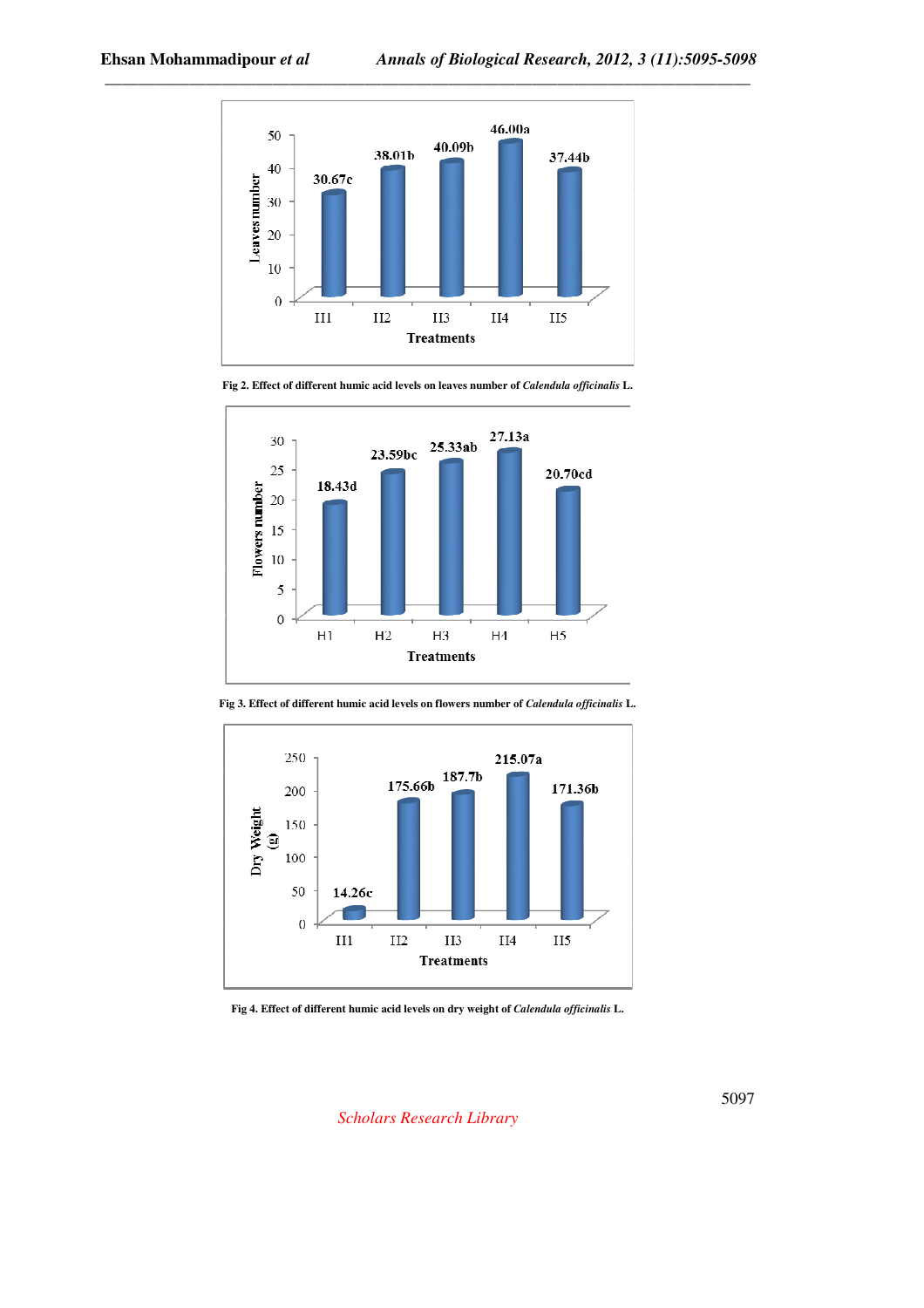Fig 2. Effect of different humic acid levels on leaves number of *Calendula officinalis* L.

Fig 3. Effect of different humic acid levels on flowers number of *Calendula officinalis* L.

Fig 4. Effect of different humic acid levels on dry weight of *Calendula officinalis* L.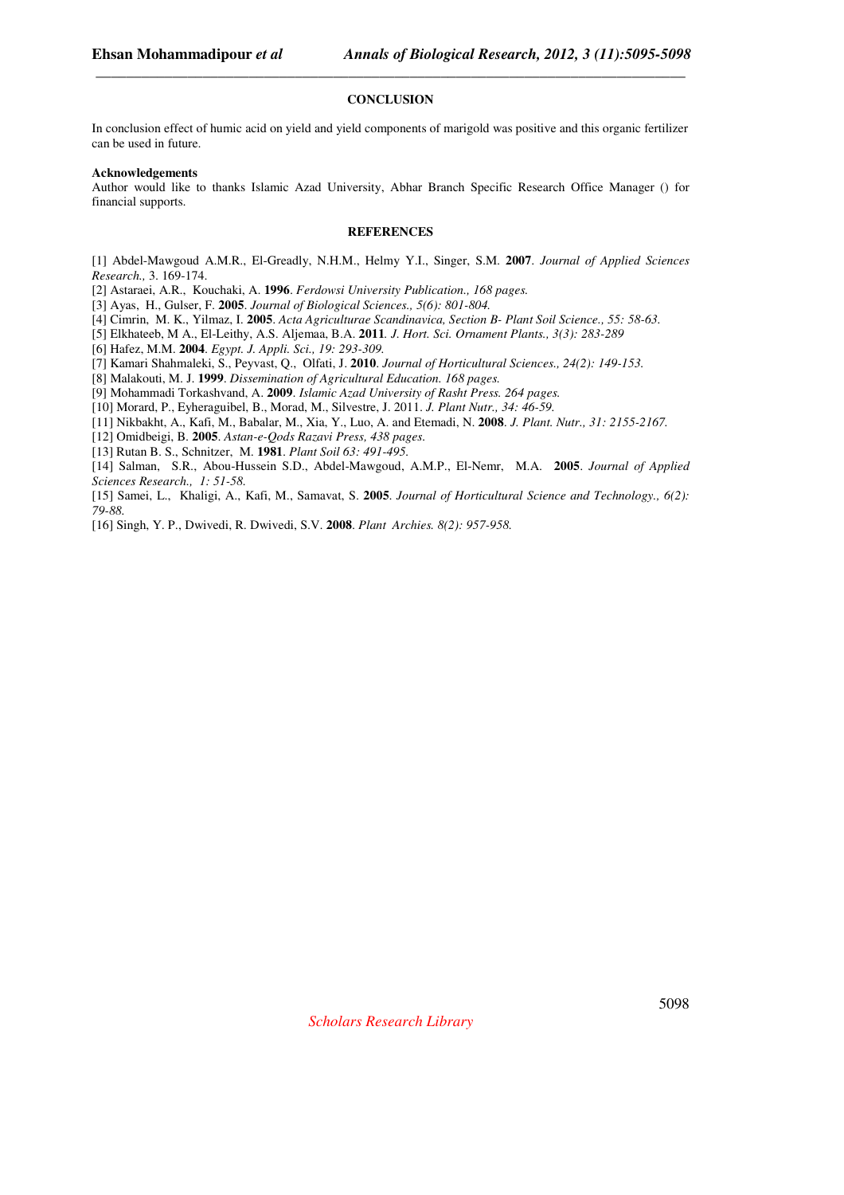## CONCLUSION

In conclusion effect of humic acid on yield and yield components of marigold was positive and this organic fertilizer can be used in future.

### Acknowledgements

Author would like to thanks Islamic Azad University, Abhar Branch Specific Research Office Manager () for financial supports.

## REFERENCES

[1] Abdel-Mawgoud A.M.R., El-Greadly, N.H.M., Helmy Y.I., Singer, S.M. **2007**. *Journal of Applied Sciences Research.,* 3. 169-174.

[2] Astaraei, A.R., Kouchaki, A. **1996**. *Ferdowsi University Publication., 168 pages.*

[3] Ayas, H., Gulser, F. **2005**. *Journal of Biological Sciences., 5(6): 801-804.*

[4] Cimrin, M. K., Yilmaz, I. **2005**. *Acta Agriculturae Scandinavica, Section B- Plant Soil Science., 55: 58-63.*

[5] Elkhateeb, M A., El-Leithy, A.S. Aljemaa, B.A. **2011**. *J. Hort. Sci. Ornament Plants., 3(3): 283-289*

[6] Hafez, M.M. **2004**. *Egypt. J. Appli. Sci., 19: 293-309.*

[7] Kamari Shahmaleki, S., Peyvast, Q., Olfati, J. **2010**. *Journal of Horticultural Sciences., 24(2): 149-153.*

[8] Malakouti, M. J. **1999**. *Dissemination of Agricultural Education. 168 pages.*

[9] Mohammadi Torkashvand, A. **2009**. *Islamic Azad University of Rasht Press. 264 pages.*

[10] Morard, P., Eyheraguibel, B., Morad, M., Silvestre, J. 2011. *J. Plant Nutr., 34: 46-59.*

[11] Nikbakht, A., Kafi, M., Babalar, M., Xia, Y., Luo, A. and Etemadi, N. **2008**. *J. Plant. Nutr., 31: 2155-2167.*

[12] Omidbeigi, B. **2005**. *Astan-e-Qods Razavi Press, 438 pages.*

[13] Rutan B. S., Schnitzer, M. **1981**. *Plant Soil 63: 491-495.*

[14] Salman, S.R., Abou-Hussein S.D., Abdel-Mawgoud, A.M.P., El-Nemr, M.A. **2005**. *Journal of Applied Sciences Research., 1: 51-58.*

[15] Samei, L., Khaligi, A., Kafi, M., Samavat, S. **2005**. *Journal of Horticultural Science and Technology., 6(2): 79-88.*

[16] Singh, Y. P., Dwivedi, R. Dwivedi, S.V. **2008**. *Plant Archies. 8(2): 957-958.*